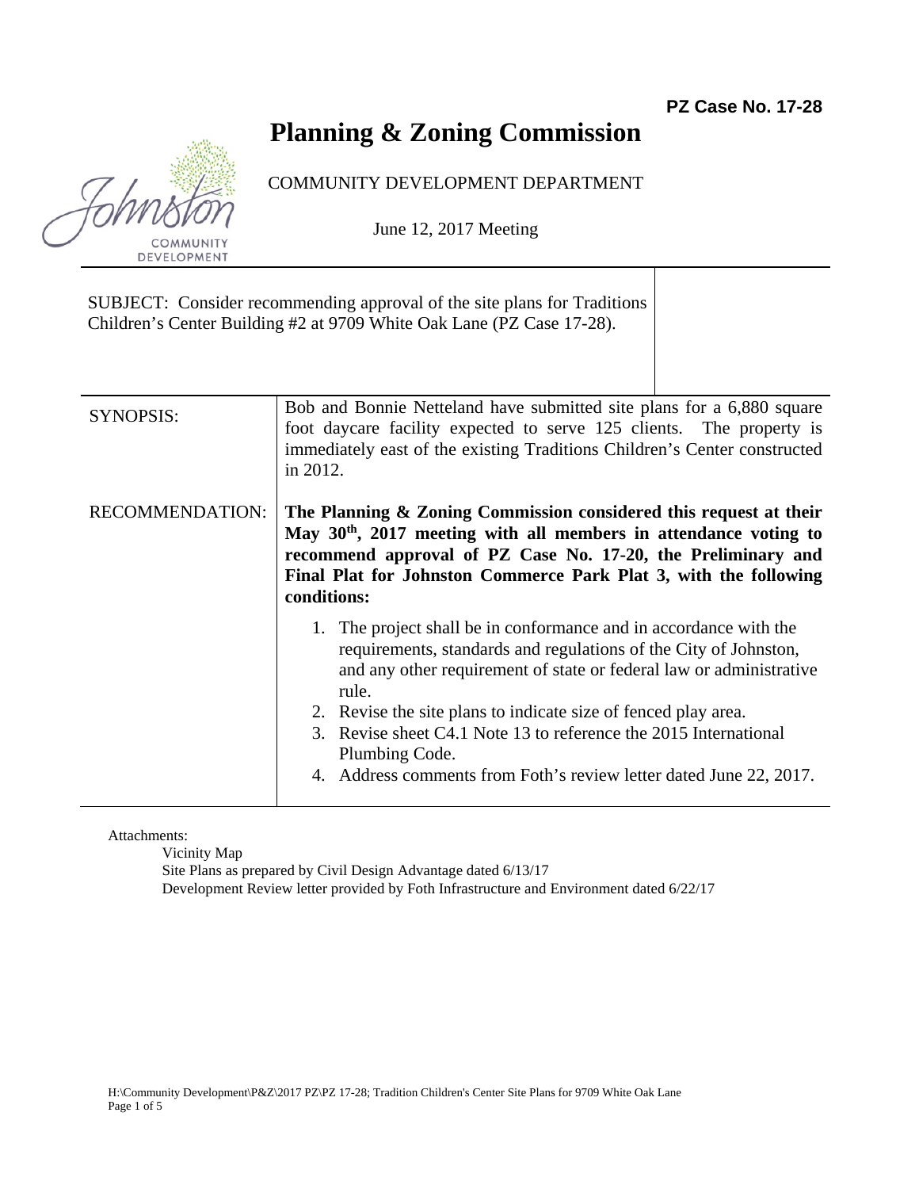**PZ Case No. 17-28**

# Planning & Zoning Commission

COMMUNITY DEVELOPMENT DEPARTMENT

June 12, 2017 Meeting

SUBJECT: Consider recommending approval of the site plans for Traditions Children's Center Building #2 at 9709 White Oak Lane (PZ Case 17-28).

| | |
|---|---|
| SYNOPSIS: | Bob and Bonnie Netteland have submitted site plans for a 6,880 square foot daycare facility expected to serve 125 clients. The property is immediately east of the existing Traditions Children's Center constructed in 2012. |
| RECOMMENDATION: | **The Planning & Zoning Commission considered this request at their May 30th, 2017 meeting with all members in attendance voting to recommend approval of PZ Case No. 17-20, the Preliminary and Final Plat for Johnston Commerce Park Plat 3, with the following conditions:**<br><br>1. The project shall be in conformance and in accordance with the requirements, standards and regulations of the City of Johnston, and any other requirement of state or federal law or administrative rule.<br>2. Revise the site plans to indicate size of fenced play area.<br>3. Revise sheet C4.1 Note 13 to reference the 2015 International Plumbing Code.<br>4. Address comments from Foth's review letter dated June 22, 2017. |

Attachments:

- Vicinity Map
- Site Plans as prepared by Civil Design Advantage dated 6/13/17
- Development Review letter provided by Foth Infrastructure and Environment dated 6/22/17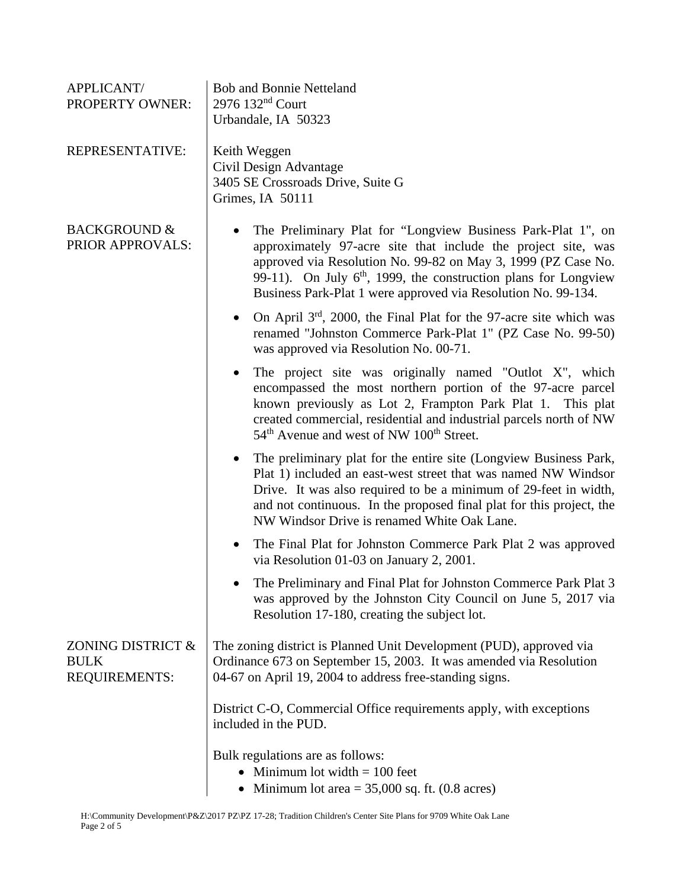| | |
|---|---|
| APPLICANT/ PROPERTY OWNER: | Bob and Bonnie Netteland<br>2976 132nd Court<br>Urbandale, IA 50323 |
| REPRESENTATIVE: | Keith Weggen<br>Civil Design Advantage<br>3405 SE Crossroads Drive, Suite G<br>Grimes, IA 50111 |

**BACKGROUND & PRIOR APPROVALS:**

- The Preliminary Plat for "Longview Business Park-Plat 1", on approximately 97-acre site that include the project site, was approved via Resolution No. 99-82 on May 3, 1999 (PZ Case No. 99-11). On July 6th, 1999, the construction plans for Longview Business Park-Plat 1 were approved via Resolution No. 99-134.
- On April 3rd, 2000, the Final Plat for the 97-acre site which was renamed "Johnston Commerce Park-Plat 1" (PZ Case No. 99-50) was approved via Resolution No. 00-71.
- The project site was originally named "Outlot X", which encompassed the most northern portion of the 97-acre parcel known previously as Lot 2, Frampton Park Plat 1. This plat created commercial, residential and industrial parcels north of NW 54th Avenue and west of NW 100th Street.
- The preliminary plat for the entire site (Longview Business Park, Plat 1) included an east-west street that was named NW Windsor Drive. It was also required to be a minimum of 29-feet in width, and not continuous. In the proposed final plat for this project, the NW Windsor Drive is renamed White Oak Lane.
- The Final Plat for Johnston Commerce Park Plat 2 was approved via Resolution 01-03 on January 2, 2001.
- The Preliminary and Final Plat for Johnston Commerce Park Plat 3 was approved by the Johnston City Council on June 5, 2017 via Resolution 17-180, creating the subject lot.

**ZONING DISTRICT & BULK REQUIREMENTS:**

The zoning district is Planned Unit Development (PUD), approved via Ordinance 673 on September 15, 2003. It was amended via Resolution 04-67 on April 19, 2004 to address free-standing signs.

District C-O, Commercial Office requirements apply, with exceptions included in the PUD.

Bulk regulations are as follows:

- Minimum lot width = 100 feet
- Minimum lot area = 35,000 sq. ft. (0.8 acres)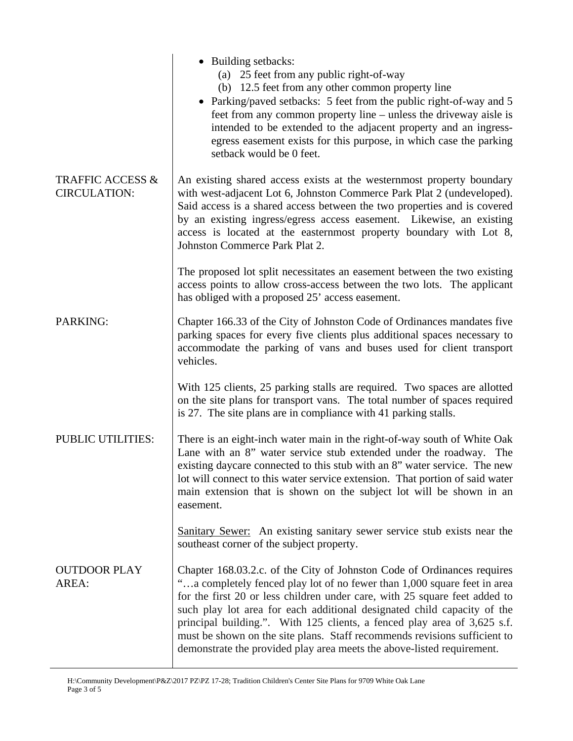| | |
|---|---|
| | • Building setbacks:<br>(a) 25 feet from any public right-of-way<br>(b) 12.5 feet from any other common property line<br>• Parking/paved setbacks: 5 feet from the public right-of-way and 5 feet from any common property line – unless the driveway aisle is intended to be extended to the adjacent property and an ingress-egress easement exists for this purpose, in which case the parking setback would be 0 feet. |
| TRAFFIC ACCESS & CIRCULATION: | An existing shared access exists at the westernmost property boundary with west-adjacent Lot 6, Johnston Commerce Park Plat 2 (undeveloped). Said access is a shared access between the two properties and is covered by an existing ingress/egress access easement. Likewise, an existing access is located at the easternmost property boundary with Lot 8, Johnston Commerce Park Plat 2.<br><br>The proposed lot split necessitates an easement between the two existing access points to allow cross-access between the two lots. The applicant has obliged with a proposed 25' access easement. |
| PARKING: | Chapter 166.33 of the City of Johnston Code of Ordinances mandates five parking spaces for every five clients plus additional spaces necessary to accommodate the parking of vans and buses used for client transport vehicles.<br><br>With 125 clients, 25 parking stalls are required. Two spaces are allotted on the site plans for transport vans. The total number of spaces required is 27. The site plans are in compliance with 41 parking stalls. |
| PUBLIC UTILITIES: | There is an eight-inch water main in the right-of-way south of White Oak Lane with an 8" water service stub extended under the roadway. The existing daycare connected to this stub with an 8" water service. The new lot will connect to this water service extension. That portion of said water main extension that is shown on the subject lot will be shown in an easement.<br><br><u>Sanitary Sewer:</u> An existing sanitary sewer service stub exists near the southeast corner of the subject property. |
| OUTDOOR PLAY AREA: | Chapter 168.03.2.c. of the City of Johnston Code of Ordinances requires "…a completely fenced play lot of no fewer than 1,000 square feet in area for the first 20 or less children under care, with 25 square feet added to such play lot area for each additional designated child capacity of the principal building.". With 125 clients, a fenced play area of 3,625 s.f. must be shown on the site plans. Staff recommends revisions sufficient to demonstrate the provided play area meets the above-listed requirement. |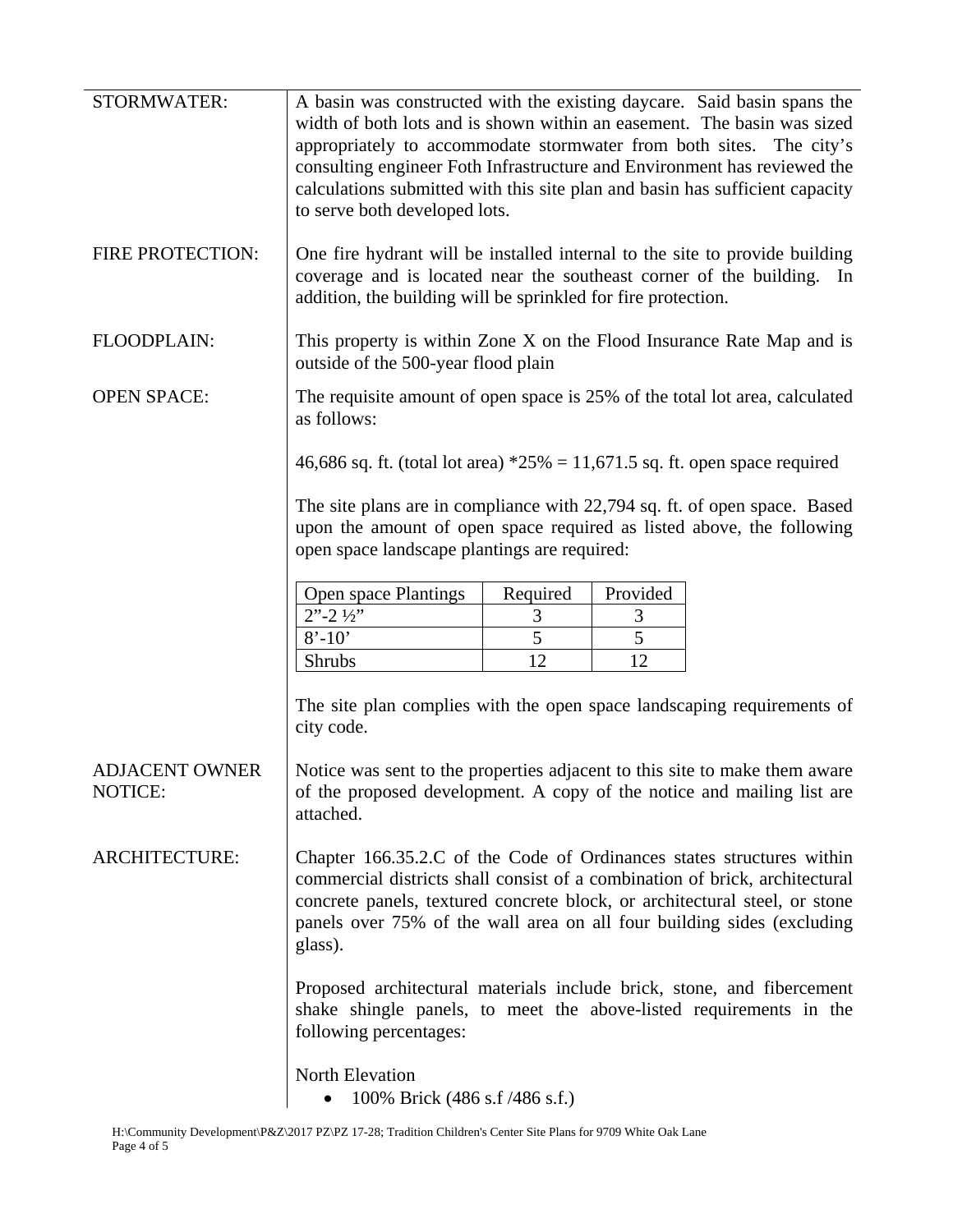**STORMWATER:**

A basin was constructed with the existing daycare. Said basin spans the width of both lots and is shown within an easement. The basin was sized appropriately to accommodate stormwater from both sites. The city's consulting engineer Foth Infrastructure and Environment has reviewed the calculations submitted with this site plan and basin has sufficient capacity to serve both developed lots.

**FIRE PROTECTION:**

One fire hydrant will be installed internal to the site to provide building coverage and is located near the southeast corner of the building. In addition, the building will be sprinkled for fire protection.

**FLOODPLAIN:**

This property is within Zone X on the Flood Insurance Rate Map and is outside of the 500-year flood plain

**OPEN SPACE:**

The requisite amount of open space is 25% of the total lot area, calculated as follows:

46,686 sq. ft. (total lot area) *25% = 11,671.5 sq. ft. open space required

The site plans are in compliance with 22,794 sq. ft. of open space. Based upon the amount of open space required as listed above, the following open space landscape plantings are required:

| Open space Plantings | Required | Provided |
|---|---|---|
| 2"-2 ½" | 3 | 3 |
| 8'-10' | 5 | 5 |
| Shrubs | 12 | 12 |

The site plan complies with the open space landscaping requirements of city code.

**ADJACENT OWNER NOTICE:**

Notice was sent to the properties adjacent to this site to make them aware of the proposed development. A copy of the notice and mailing list are attached.

**ARCHITECTURE:**

Chapter 166.35.2.C of the Code of Ordinances states structures within commercial districts shall consist of a combination of brick, architectural concrete panels, textured concrete block, or architectural steel, or stone panels over 75% of the wall area on all four building sides (excluding glass).

Proposed architectural materials include brick, stone, and fibercement shake shingle panels, to meet the above-listed requirements in the following percentages:

North Elevation

- 100% Brick (486 s.f /486 s.f.)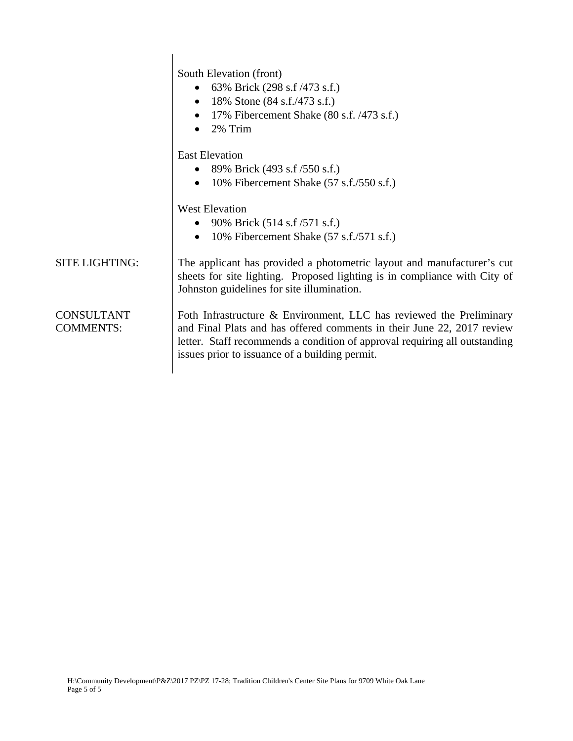South Elevation (front)

- 63% Brick (298 s.f /473 s.f.)
- 18% Stone (84 s.f./473 s.f.)
- 17% Fibercement Shake (80 s.f. /473 s.f.)
- 2% Trim

East Elevation

- 89% Brick (493 s.f /550 s.f.)
- 10% Fibercement Shake (57 s.f./550 s.f.)

West Elevation

- 90% Brick (514 s.f /571 s.f.)
- 10% Fibercement Shake (57 s.f./571 s.f.)

SITE LIGHTING: The applicant has provided a photometric layout and manufacturer's cut sheets for site lighting. Proposed lighting is in compliance with City of Johnston guidelines for site illumination.

CONSULTANT COMMENTS: Foth Infrastructure & Environment, LLC has reviewed the Preliminary and Final Plats and has offered comments in their June 22, 2017 review letter. Staff recommends a condition of approval requiring all outstanding issues prior to issuance of a building permit.

H:\Community Development\P&Z\2017 PZ\PZ 17-28; Tradition Children's Center Site Plans for 9709 White Oak Lane